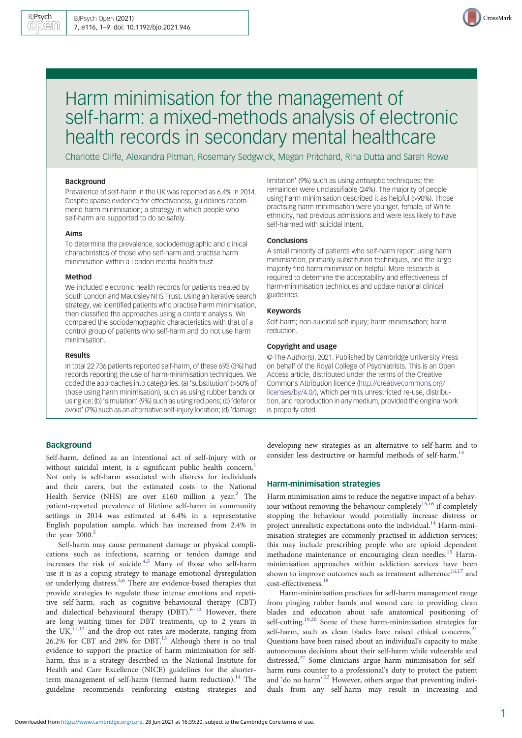# Harm minimisation for the management of self-harm: a mixed-methods analysis of electronic health records in secondary mental healthcare

Charlotte Cliffe, Alexandra Pitman, Rosemary Sedgwick, Megan Pritchard, Rina Dutta and Sarah Rowe

### Background

Prevalence of self-harm in the UK was reported as 6.4% in 2014. Despite sparse evidence for effectiveness, guidelines recommend harm minimisation; a strategy in which people who self-harm are supported to do so safely.

### Aims

To determine the prevalence, sociodemographic and clinical characteristics of those who self-harm and practise harm minimisation within a London mental health trust.

### Method

We included electronic health records for patients treated by South London and Maudsley NHS Trust. Using an iterative search strategy, we identified patients who practise harm minimisation, then classified the approaches using a content analysis. We compared the sociodemographic characteristics with that of a control group of patients who self-harm and do not use harm minimisation.

### Results

In total 22 736 patients reported self-harm, of these 693 (3%) had records reporting the use of harm-minimisation techniques. We coded the approaches into categories: (a) 'substitution' (>50% of those using harm minimisation), such as using rubber bands or using ice; (b) 'simulation' (9%) such as using red pens; (c) 'defer or avoid' (7%) such as an alternative self-injury location; (d) 'damage limitation' (9%) such as using antiseptic techniques; the remainder were unclassifiable (24%). The majority of people using harm minimisation described it as helpful (>90%). Those practising harm minimisation were younger, female, of White ethnicity, had previous admissions and were less likely to have self-harmed with suicidal intent.

### Conclusions

A small minority of patients who self-harm report using harm minimisation, primarily substitution techniques, and the large majority find harm minimisation helpful. More research is required to determine the acceptability and effectiveness of harm-minimisation techniques and update national clinical guidelines.

### Keywords

Self-harm; non-suicidal self-injury; harm minimisation; harm reduction.

### Copyright and usage

© The Author(s), 2021. Published by Cambridge University Press on behalf of the Royal College of Psychiatrists. This is an Open Access article, distributed under the terms of the Creative Commons Attribution licence (http://creativecommons.org/licenses/by/4.0/), which permits unrestricted re-use, distribution, and reproduction in any medium, provided the original work is properly cited.

## Background

Self-harm, defined as an intentional act of self-injury with or without suicidal intent, is a significant public health concern.[1] Not only is self-harm associated with distress for individuals and their carers, but the estimated costs to the National Health Service (NHS) are over £160 million a year.[2] The patient-reported prevalence of lifetime self-harm in community settings in 2014 was estimated at 6.4% in a representative English population sample, which has increased from 2.4% in the year 2000.[3]

Self-harm may cause permanent damage or physical complications such as infections, scarring or tendon damage and increases the risk of suicide.[4,5] Many of those who self-harm use it as a coping strategy to manage emotional dysregulation or underlying distress.[5,6] There are evidence-based therapies that provide strategies to regulate these intense emotions and repetitive self-harm, such as cognitive–behavioural therapy (CBT) and dialectical behavioural therapy (DBT).[6–10] However, there are long waiting times for DBT treatments, up to 2 years in the UK,[11,12] and the drop-out rates are moderate, ranging from 26.2% for CBT and 28% for DBT.[13] Although there is no trial evidence to support the practice of harm minimisation for self-harm, this is a strategy described in the National Institute for Health and Care Excellence (NICE) guidelines for the shorter-term management of self-harm (termed harm reduction).[14] The guideline recommends reinforcing existing strategies and developing new strategies as an alternative to self-harm and to consider less destructive or harmful methods of self-harm.[14]

## Harm-minimisation strategies

Harm minimisation aims to reduce the negative impact of a behaviour without removing the behaviour completely[15,16] if completely stopping the behaviour would potentially increase distress or project unrealistic expectations onto the individual.[14] Harm-minimisation strategies are commonly practised in addiction services; this may include prescribing people who are opioid dependent methadone maintenance or encouraging clean needles.[15] Harm-minimisation approaches within addiction services have been shown to improve outcomes such as treatment adherence[16,17] and cost-effectiveness.[18]

Harm-minimisation practices for self-harm management range from pinging rubber bands and wound care to providing clean blades and education about safe anatomical positioning of self-cutting.[19,20] Some of these harm-minimisation strategies for self-harm, such as clean blades have raised ethical concerns.[21] Questions have been raised about an individual's capacity to make autonomous decisions about their self-harm while vulnerable and distressed.[22] Some clinicians argue harm minimisation for self-harm runs counter to a professional's duty to protect the patient and 'do no harm'.[22] However, others argue that preventing individuals from any self-harm may result in increasing and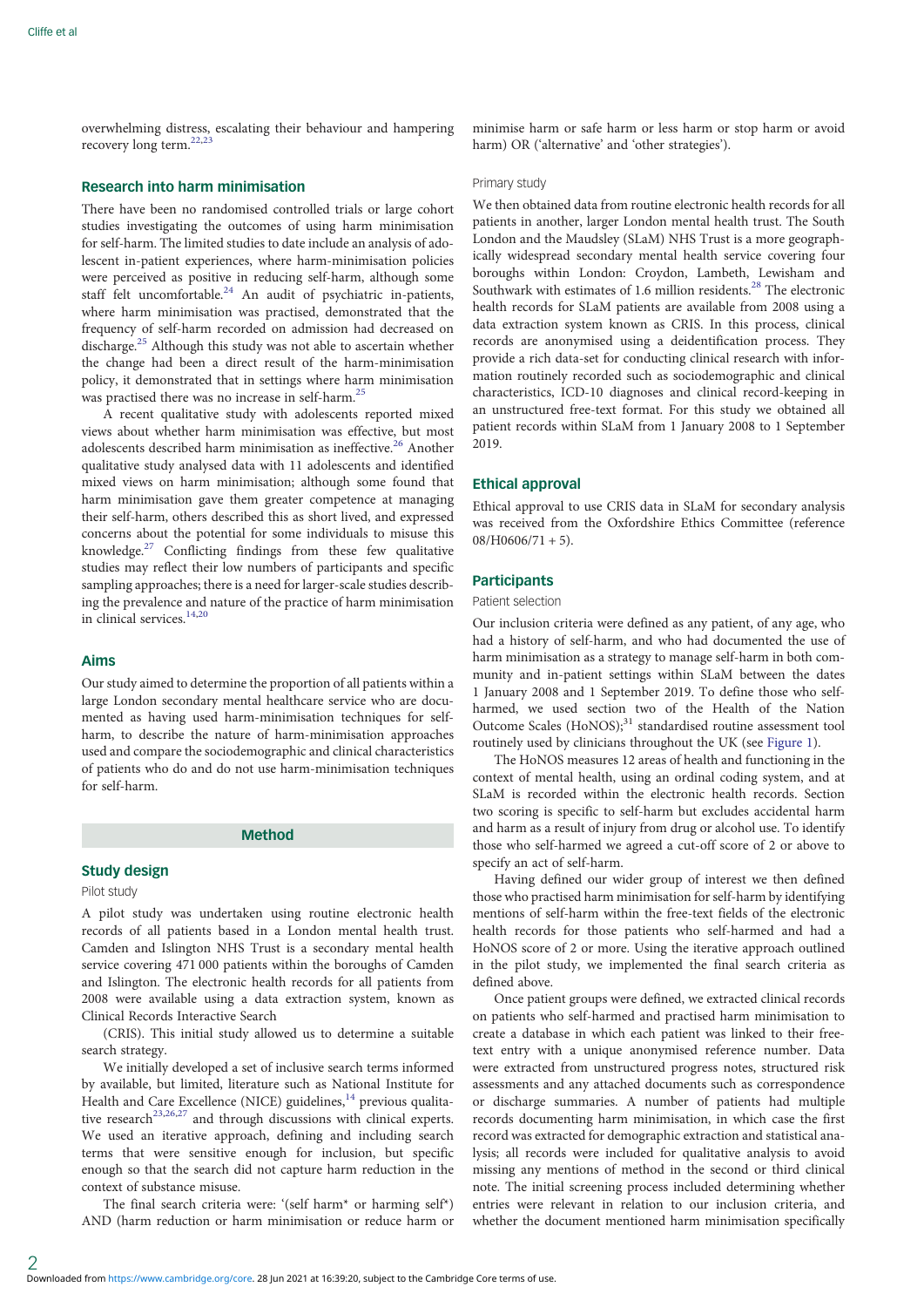overwhelming distress, escalating their behaviour and hampering recovery long term.[22,23]

## Research into harm minimisation

There have been no randomised controlled trials or large cohort studies investigating the outcomes of using harm minimisation for self-harm. The limited studies to date include an analysis of adolescent in-patient experiences, where harm-minimisation policies were perceived as positive in reducing self-harm, although some staff felt uncomfortable.[24] An audit of psychiatric in-patients, where harm minimisation was practised, demonstrated that the frequency of self-harm recorded on admission had decreased on discharge.[25] Although this study was not able to ascertain whether the change had been a direct result of the harm-minimisation policy, it demonstrated that in settings where harm minimisation was practised there was no increase in self-harm.[25]

A recent qualitative study with adolescents reported mixed views about whether harm minimisation was effective, but most adolescents described harm minimisation as ineffective.[26] Another qualitative study analysed data with 11 adolescents and identified mixed views on harm minimisation; although some found that harm minimisation gave them greater competence at managing their self-harm, others described this as short lived, and expressed concerns about the potential for some individuals to misuse this knowledge.[27] Conflicting findings from these few qualitative studies may reflect their low numbers of participants and specific sampling approaches; there is a need for larger-scale studies describing the prevalence and nature of the practice of harm minimisation in clinical services.[14,20]

## Aims

Our study aimed to determine the proportion of all patients within a large London secondary mental healthcare service who are documented as having used harm-minimisation techniques for self-harm, to describe the nature of harm-minimisation approaches used and compare the sociodemographic and clinical characteristics of patients who do and do not use harm-minimisation techniques for self-harm.

# Method

## Study design

### Pilot study

A pilot study was undertaken using routine electronic health records of all patients based in a London mental health trust. Camden and Islington NHS Trust is a secondary mental health service covering 471 000 patients within the boroughs of Camden and Islington. The electronic health records for all patients from 2008 were available using a data extraction system, known as Clinical Records Interactive Search

(CRIS). This initial study allowed us to determine a suitable search strategy.

We initially developed a set of inclusive search terms informed by available, but limited, literature such as National Institute for Health and Care Excellence (NICE) guidelines,[14] previous qualitative research[23,26,27] and through discussions with clinical experts. We used an iterative approach, defining and including search terms that were sensitive enough for inclusion, but specific enough so that the search did not capture harm reduction in the context of substance misuse.

The final search criteria were: '(self harm* or harming self*) AND (harm reduction or harm minimisation or reduce harm or minimise harm or safe harm or less harm or stop harm or avoid harm) OR ('alternative' and 'other strategies').

### Primary study

We then obtained data from routine electronic health records for all patients in another, larger London mental health trust. The South London and the Maudsley (SLaM) NHS Trust is a more geographically widespread secondary mental health service covering four boroughs within London: Croydon, Lambeth, Lewisham and Southwark with estimates of 1.6 million residents.[28] The electronic health records for SLaM patients are available from 2008 using a data extraction system known as CRIS. In this process, clinical records are anonymised using a deidentification process. They provide a rich data-set for conducting clinical research with information routinely recorded such as sociodemographic and clinical characteristics, ICD-10 diagnoses and clinical record-keeping in an unstructured free-text format. For this study we obtained all patient records within SLaM from 1 January 2008 to 1 September 2019.

## Ethical approval

Ethical approval to use CRIS data in SLaM for secondary analysis was received from the Oxfordshire Ethics Committee (reference 08/H0606/71 + 5).

## Participants

### Patient selection

Our inclusion criteria were defined as any patient, of any age, who had a history of self-harm, and who had documented the use of harm minimisation as a strategy to manage self-harm in both community and in-patient settings within SLaM between the dates 1 January 2008 and 1 September 2019. To define those who self-harmed, we used section two of the Health of the Nation Outcome Scales (HoNOS);[31] standardised routine assessment tool routinely used by clinicians throughout the UK (see Figure 1).

The HoNOS measures 12 areas of health and functioning in the context of mental health, using an ordinal coding system, and at SLaM is recorded within the electronic health records. Section two scoring is specific to self-harm but excludes accidental harm and harm as a result of injury from drug or alcohol use. To identify those who self-harmed we agreed a cut-off score of 2 or above to specify an act of self-harm.

Having defined our wider group of interest we then defined those who practised harm minimisation for self-harm by identifying mentions of self-harm within the free-text fields of the electronic health records for those patients who self-harmed and had a HoNOS score of 2 or more. Using the iterative approach outlined in the pilot study, we implemented the final search criteria as defined above.

Once patient groups were defined, we extracted clinical records on patients who self-harmed and practised harm minimisation to create a database in which each patient was linked to their free-text entry with a unique anonymised reference number. Data were extracted from unstructured progress notes, structured risk assessments and any attached documents such as correspondence or discharge summaries. A number of patients had multiple records documenting harm minimisation, in which case the first record was extracted for demographic extraction and statistical analysis; all records were included for qualitative analysis to avoid missing any mentions of method in the second or third clinical note. The initial screening process included determining whether entries were relevant in relation to our inclusion criteria, and whether the document mentioned harm minimisation specifically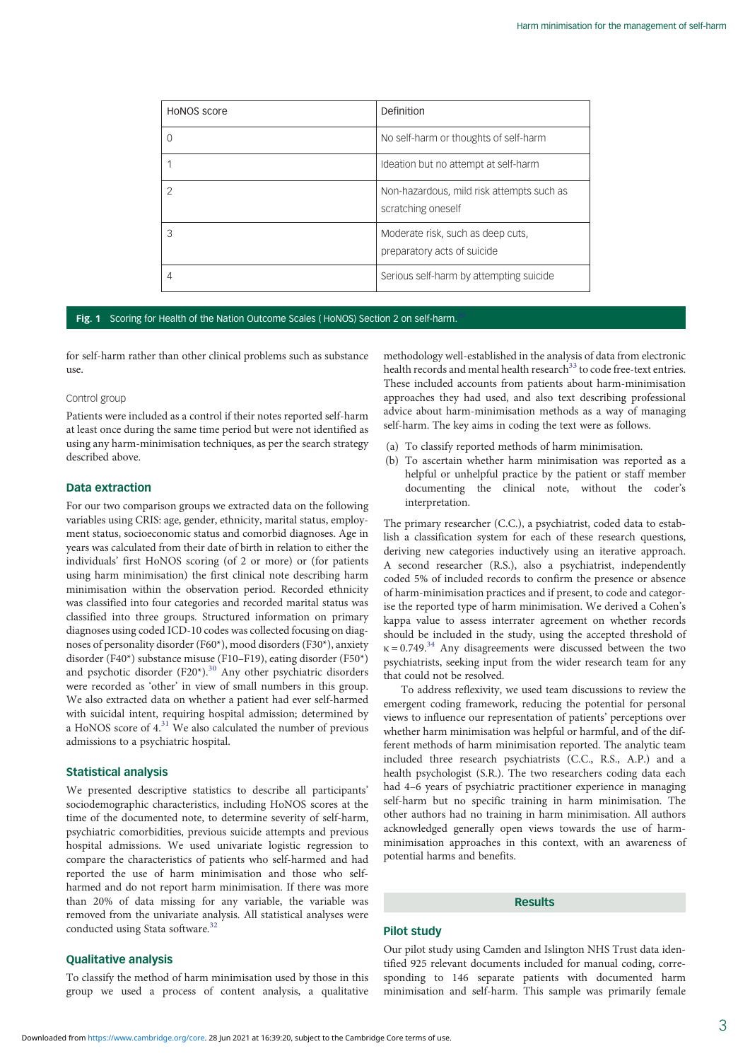| HoNOS score | Definition |
|---|---|
| 0 | No self-harm or thoughts of self-harm |
| 1 | Ideation but no attempt at self-harm |
| 2 | Non-hazardous, mild risk attempts such as scratching oneself |
| 3 | Moderate risk, such as deep cuts, preparatory acts of suicide |
| 4 | Serious self-harm by attempting suicide |

**Fig. 1** Scoring for Health of the Nation Outcome Scales ( HoNOS) Section 2 on self-harm.

for self-harm rather than other clinical problems such as substance use.

### Control group

Patients were included as a control if their notes reported self-harm at least once during the same time period but were not identified as using any harm-minimisation techniques, as per the search strategy described above.

## Data extraction

For our two comparison groups we extracted data on the following variables using CRIS: age, gender, ethnicity, marital status, employment status, socioeconomic status and comorbid diagnoses. Age in years was calculated from their date of birth in relation to either the individuals' first HoNOS scoring (of 2 or more) or (for patients using harm minimisation) the first clinical note describing harm minimisation within the observation period. Recorded ethnicity was classified into four categories and recorded marital status was classified into three groups. Structured information on primary diagnoses using coded ICD-10 codes was collected focusing on diagnoses of personality disorder (F60*), mood disorders (F30*), anxiety disorder (F40*) substance misuse (F10–F19), eating disorder (F50*) and psychotic disorder (F20*).[30] Any other psychiatric disorders were recorded as 'other' in view of small numbers in this group. We also extracted data on whether a patient had ever self-harmed with suicidal intent, requiring hospital admission; determined by a HoNOS score of 4.[31] We also calculated the number of previous admissions to a psychiatric hospital.

## Statistical analysis

We presented descriptive statistics to describe all participants' sociodemographic characteristics, including HoNOS scores at the time of the documented note, to determine severity of self-harm, psychiatric comorbidities, previous suicide attempts and previous hospital admissions. We used univariate logistic regression to compare the characteristics of patients who self-harmed and had reported the use of harm minimisation and those who self-harmed and do not report harm minimisation. If there was more than 20% of data missing for any variable, the variable was removed from the univariate analysis. All statistical analyses were conducted using Stata software.[32]

## Qualitative analysis

To classify the method of harm minimisation used by those in this group we used a process of content analysis, a qualitative methodology well-established in the analysis of data from electronic health records and mental health research[33] to code free-text entries. These included accounts from patients about harm-minimisation approaches they had used, and also text describing professional advice about harm-minimisation methods as a way of managing self-harm. The key aims in coding the text were as follows.

(a) To classify reported methods of harm minimisation.
(b) To ascertain whether harm minimisation was reported as a helpful or unhelpful practice by the patient or staff member documenting the clinical note, without the coder's interpretation.

The primary researcher (C.C.), a psychiatrist, coded data to establish a classification system for each of these research questions, deriving new categories inductively using an iterative approach. A second researcher (R.S.), also a psychiatrist, independently coded 5% of included records to confirm the presence or absence of harm-minimisation practices and if present, to code and categorise the reported type of harm minimisation. We derived a Cohen's kappa value to assess interrater agreement on whether records should be included in the study, using the accepted threshold of $\kappa = 0.749$.[34] Any disagreements were discussed between the two psychiatrists, seeking input from the wider research team for any that could not be resolved.

To address reflexivity, we used team discussions to review the emergent coding framework, reducing the potential for personal views to influence our representation of patients' perceptions over whether harm minimisation was helpful or harmful, and of the different methods of harm minimisation reported. The analytic team included three research psychiatrists (C.C., R.S., A.P.) and a health psychologist (S.R.). The two researchers coding data each had 4–6 years of psychiatric practitioner experience in managing self-harm but no specific training in harm minimisation. The other authors had no training in harm minimisation. All authors acknowledged generally open views towards the use of harm-minimisation approaches in this context, with an awareness of potential harms and benefits.

# Results

## Pilot study

Our pilot study using Camden and Islington NHS Trust data identified 925 relevant documents included for manual coding, corresponding to 146 separate patients with documented harm minimisation and self-harm. This sample was primarily female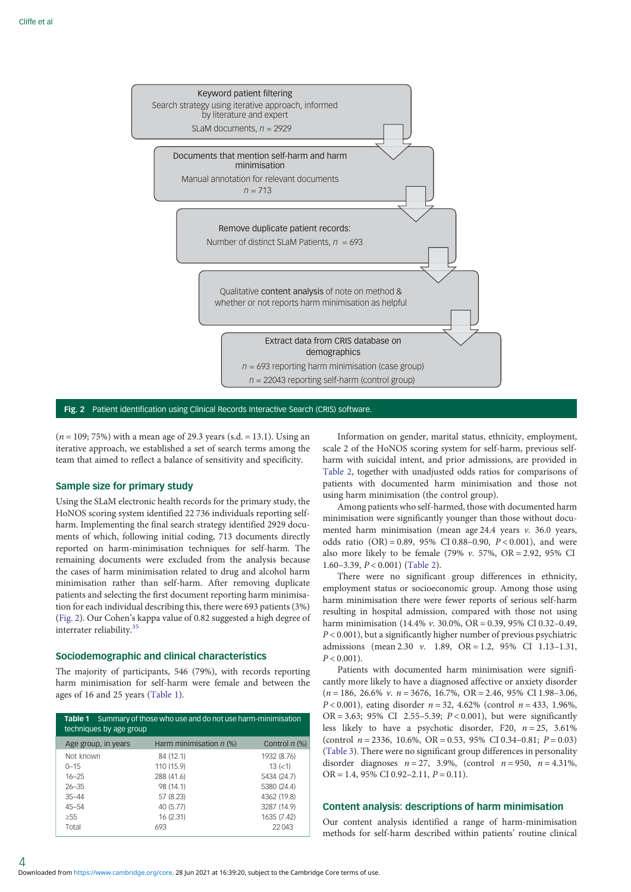Keyword patient filtering
Search strategy using iterative approach, informed by literature and expert
SLaM documents, $n$ = 2929

Documents that mention self-harm and harm minimisation
Manual annotation for relevant documents
$n$ = 713

Remove duplicate patient records:
Number of distinct SLaM Patients, $n$ = 693

Qualitative content analysis of note on method & whether or not reports harm minimisation as helpful

Extract data from CRIS database on demographics
$n$ = 693 reporting harm minimisation (case group)
$n$ = 22043 reporting self-harm (control group)

**Fig. 2** Patient identification using Clinical Records Interactive Search (CRIS) software.

($n$ = 109; 75%) with a mean age of 29.3 years (s.d. = 13.1). Using an iterative approach, we established a set of search terms among the team that aimed to reflect a balance of sensitivity and specificity.

## Sample size for primary study

Using the SLaM electronic health records for the primary study, the HoNOS scoring system identified 22 736 individuals reporting self-harm. Implementing the final search strategy identified 2929 documents of which, following initial coding, 713 documents directly reported on harm-minimisation techniques for self-harm. The remaining documents were excluded from the analysis because the cases of harm minimisation related to drug and alcohol harm minimisation rather than self-harm. After removing duplicate patients and selecting the first document reporting harm minimisation for each individual describing this, there were 693 patients (3%) (Fig. 2). Our Cohen's kappa value of 0.82 suggested a high degree of interrater reliability.[35]

## Sociodemographic and clinical characteristics

The majority of participants, 546 (79%), with records reporting harm minimisation for self-harm were female and between the ages of 16 and 25 years (Table 1).

**Table 1** Summary of those who use and do not use harm-minimisation techniques by age group

| Age group, in years | Harm minimisation $n$ (%) | Control $n$ (%) |
|---|---|---|
| Not known | 84 (12.1) | 1932 (8.76) |
| 0–15 | 110 (15.9) | 13 (<1) |
| 16–25 | 288 (41.6) | 5434 (24.7) |
| 26–35 | 98 (14.1) | 5380 (24.4) |
| 35–44 | 57 (8.23) | 4362 (19.8) |
| 45–54 | 40 (5.77) | 3287 (14.9) |
| ≥55 | 16 (2.31) | 1635 (7.42) |
| Total | 693 | 22 043 |

Information on gender, marital status, ethnicity, employment, scale 2 of the HoNOS scoring system for self-harm, previous self-harm with suicidal intent, and prior admissions, are provided in Table 2, together with unadjusted odds ratios for comparisons of patients with documented harm minimisation and those not using harm minimisation (the control group).

Among patients who self-harmed, those with documented harm minimisation were significantly younger than those without documented harm minimisation (mean age 24.4 years *v.* 36.0 years, odds ratio (OR) = 0.89, 95% CI 0.88–0.90, $P < 0.001$), and were also more likely to be female (79% *v.* 57%, OR = 2.92, 95% CI 1.60–3.39, $P < 0.001$) (Table 2).

There were no significant group differences in ethnicity, employment status or socioeconomic group. Among those using harm minimisation there were fewer reports of serious self-harm resulting in hospital admission, compared with those not using harm minimisation (14.4% *v.* 30.0%, OR = 0.39, 95% CI 0.32–0.49, $P < 0.001$), but a significantly higher number of previous psychiatric admissions (mean 2.30 *v.* 1.89, OR = 1.2, 95% CI 1.13–1.31, $P < 0.001$).

Patients with documented harm minimisation were significantly more likely to have a diagnosed affective or anxiety disorder ($n$ = 186, 26.6% *v.* $n$ = 3676, 16.7%, OR = 2.46, 95% CI 1.98–3.06, $P < 0.001$), eating disorder $n$ = 32, 4.62% (control $n$ = 433, 1.96%, OR = 3.63; 95% CI 2.55–5.39; $P < 0.001$), but were significantly less likely to have a psychotic disorder, F20, $n$ = 25, 3.61% (control $n$ = 2336, 10.6%, OR = 0.53, 95% CI 0.34–0.81; $P = 0.03$) (Table 3). There were no significant group differences in personality disorder diagnoses $n$ = 27, 3.9%, (control $n$ = 950, $n$ = 4.31%, OR = 1.4, 95% CI 0.92–2.11, $P = 0.11$).

## Content analysis: descriptions of harm minimisation

Our content analysis identified a range of harm-minimisation methods for self-harm described within patients' routine clinical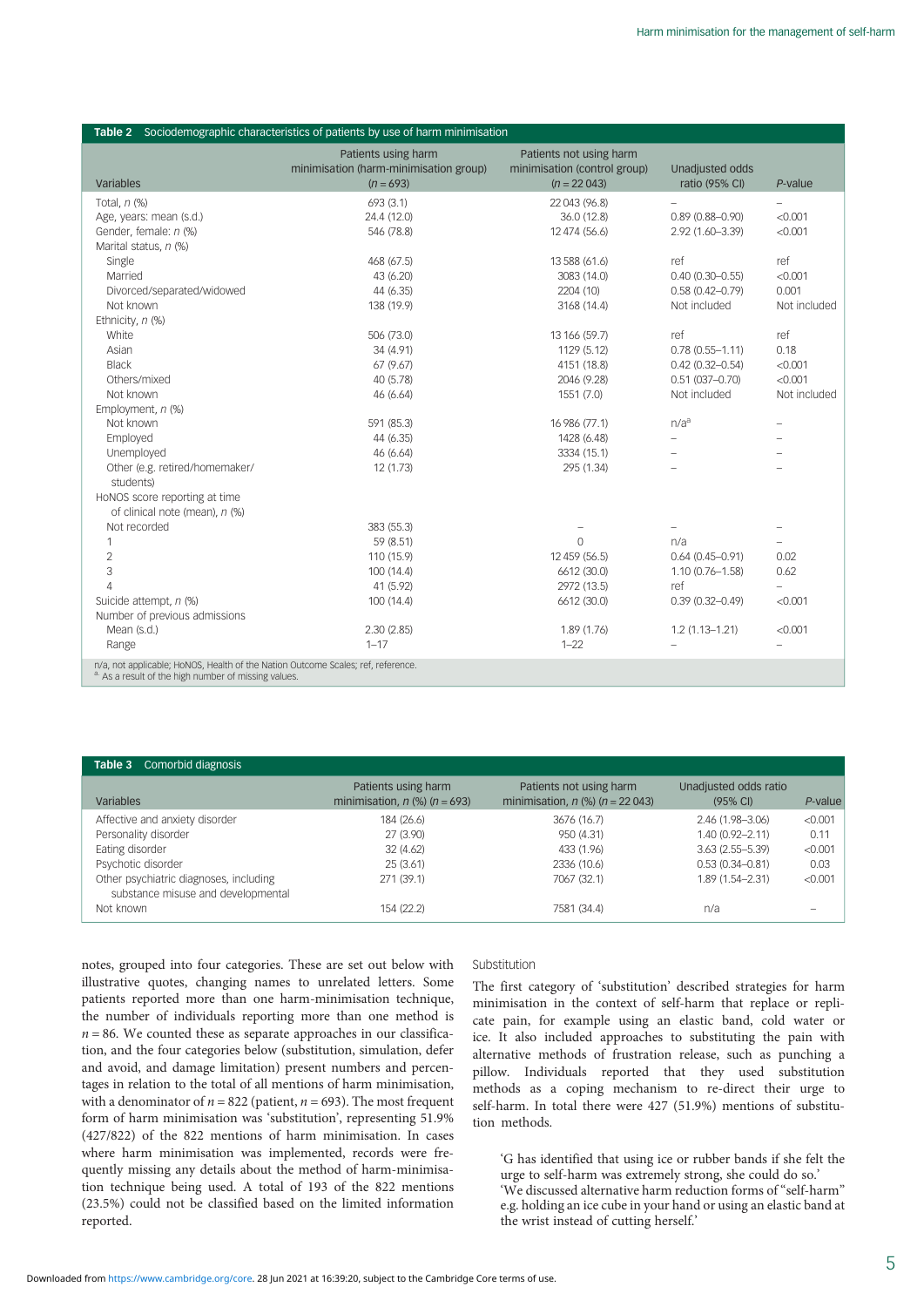**Table 2** Sociodemographic characteristics of patients by use of harm minimisation

| Variables | Patients using harm minimisation (harm-minimisation group) ($n = 693$) | Patients not using harm minimisation (control group) ($n = 22\,043$) | Unadjusted odds ratio (95% CI) | $P$-value |
|---|---|---|---|---|
| Total, $n$ (%) | 693 (3.1) | 22 043 (96.8) | – | – |
| Age, years: mean (s.d.) | 24.4 (12.0) | 36.0 (12.8) | 0.89 (0.88–0.90) | <0.001 |
| Gender, female: $n$ (%) | 546 (78.8) | 12 474 (56.6) | 2.92 (1.60–3.39) | <0.001 |
| Marital status, $n$ (%) | | | | |
| Single | 468 (67.5) | 13 588 (61.6) | ref | ref |
| Married | 43 (6.20) | 3083 (14.0) | 0.40 (0.30–0.55) | <0.001 |
| Divorced/separated/widowed | 44 (6.35) | 2204 (10) | 0.58 (0.42–0.79) | 0.001 |
| Not known | 138 (19.9) | 3168 (14.4) | Not included | Not included |
| Ethnicity, $n$ (%) | | | | |
| White | 506 (73.0) | 13 166 (59.7) | ref | ref |
| Asian | 34 (4.91) | 1129 (5.12) | 0.78 (0.55–1.11) | 0.18 |
| Black | 67 (9.67) | 4151 (18.8) | 0.42 (0.32–0.54) | <0.001 |
| Others/mixed | 40 (5.78) | 2046 (9.28) | 0.51 (037–0.70) | <0.001 |
| Not known | 46 (6.64) | 1551 (7.0) | Not included | Not included |
| Employment, $n$ (%) | | | | |
| Not known | 591 (85.3) | 16 986 (77.1) | n/a[a] | – |
| Employed | 44 (6.35) | 1428 (6.48) | – | – |
| Unemployed | 46 (6.64) | 3334 (15.1) | – | – |
| Other (e.g. retired/homemaker/ students) | 12 (1.73) | 295 (1.34) | – | – |
| HoNOS score reporting at time of clinical note (mean), $n$ (%) | | | | |
| Not recorded | 383 (55.3) | – | – | – |
| 1 | 59 (8.51) | 0 | n/a | – |
| 2 | 110 (15.9) | 12 459 (56.5) | 0.64 (0.45–0.91) | 0.02 |
| 3 | 100 (14.4) | 6612 (30.0) | 1.10 (0.76–1.58) | 0.62 |
| 4 | 41 (5.92) | 2972 (13.5) | ref | – |
| Suicide attempt, $n$ (%) | 100 (14.4) | 6612 (30.0) | 0.39 (0.32–0.49) | <0.001 |
| Number of previous admissions | | | | |
| Mean (s.d.) | 2.30 (2.85) | 1.89 (1.76) | 1.2 (1.13–1.21) | <0.001 |
| Range | 1–17 | 1–22 | – | – |

n/a, not applicable; HoNOS, Health of the Nation Outcome Scales; ref, reference.
a. As a result of the high number of missing values.

**Table 3** Comorbid diagnosis

| Variables | Patients using harm minimisation, $n$ (%) ($n = 693$) | Patients not using harm minimisation, $n$ (%) ($n = 22\,043$) | Unadjusted odds ratio (95% CI) | $P$-value |
|---|---|---|---|---|
| Affective and anxiety disorder | 184 (26.6) | 3676 (16.7) | 2.46 (1.98–3.06) | <0.001 |
| Personality disorder | 27 (3.90) | 950 (4.31) | 1.40 (0.92–2.11) | 0.11 |
| Eating disorder | 32 (4.62) | 433 (1.96) | 3.63 (2.55–5.39) | <0.001 |
| Psychotic disorder | 25 (3.61) | 2336 (10.6) | 0.53 (0.34–0.81) | 0.03 |
| Other psychiatric diagnoses, including substance misuse and developmental | 271 (39.1) | 7067 (32.1) | 1.89 (1.54–2.31) | <0.001 |
| Not known | 154 (22.2) | 7581 (34.4) | n/a | – |

notes, grouped into four categories. These are set out below with illustrative quotes, changing names to unrelated letters. Some patients reported more than one harm-minimisation technique, the number of individuals reporting more than one method is $n = 86$. We counted these as separate approaches in our classification, and the four categories below (substitution, simulation, defer and avoid, and damage limitation) present numbers and percentages in relation to the total of all mentions of harm minimisation, with a denominator of $n = 822$ (patient, $n = 693$). The most frequent form of harm minimisation was 'substitution', representing 51.9% (427/822) of the 822 mentions of harm minimisation. In cases where harm minimisation was implemented, records were frequently missing any details about the method of harm-minimisation technique being used. A total of 193 of the 822 mentions (23.5%) could not be classified based on the limited information reported.

### Substitution

The first category of 'substitution' described strategies for harm minimisation in the context of self-harm that replace or replicate pain, for example using an elastic band, cold water or ice. It also included approaches to substituting the pain with alternative methods of frustration release, such as punching a pillow. Individuals reported that they used substitution methods as a coping mechanism to re-direct their urge to self-harm. In total there were 427 (51.9%) mentions of substitution methods.

> 'G has identified that using ice or rubber bands if she felt the urge to self-harm was extremely strong, she could do so.'
> 'We discussed alternative harm reduction forms of "self-harm" e.g. holding an ice cube in your hand or using an elastic band at the wrist instead of cutting herself.'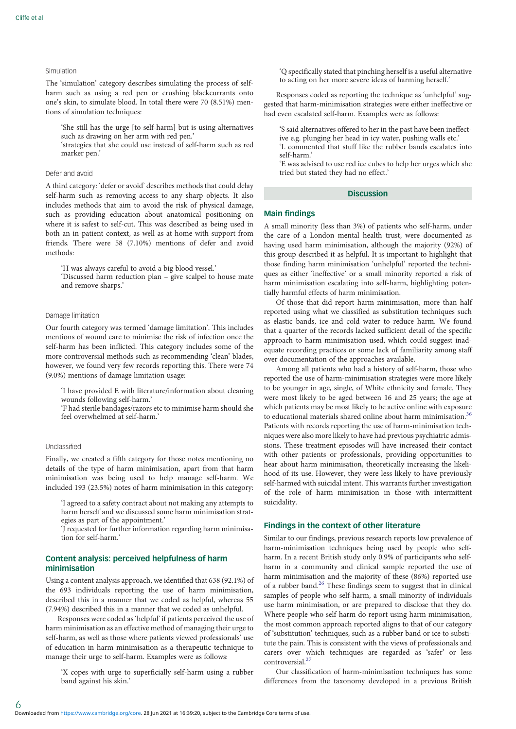### Simulation

The 'simulation' category describes simulating the process of self-harm such as using a red pen or crushing blackcurrants onto one's skin, to simulate blood. In total there were 70 (8.51%) mentions of simulation techniques:

> 'She still has the urge [to self-harm] but is using alternatives such as drawing on her arm with red pen.'
> 'strategies that she could use instead of self-harm such as red marker pen.'

### Defer and avoid

A third category: 'defer or avoid' describes methods that could delay self-harm such as removing access to any sharp objects. It also includes methods that aim to avoid the risk of physical damage, such as providing education about anatomical positioning on where it is safest to self-cut. This was described as being used in both an in-patient context, as well as at home with support from friends. There were 58 (7.10%) mentions of defer and avoid methods:

> 'H was always careful to avoid a big blood vessel.'
> 'Discussed harm reduction plan – give scalpel to house mate and remove sharps.'

### Damage limitation

Our fourth category was termed 'damage limitation'. This includes mentions of wound care to minimise the risk of infection once the self-harm has been inflicted. This category includes some of the more controversial methods such as recommending 'clean' blades, however, we found very few records reporting this. There were 74 (9.0%) mentions of damage limitation usage:

> 'I have provided E with literature/information about cleaning wounds following self-harm.'
> 'F had sterile bandages/razors etc to minimise harm should she feel overwhelmed at self-harm.'

### Unclassified

Finally, we created a fifth category for those notes mentioning no details of the type of harm minimisation, apart from that harm minimisation was being used to help manage self-harm. We included 193 (23.5%) notes of harm minimisation in this category:

> 'I agreed to a safety contract about not making any attempts to harm herself and we discussed some harm minimisation strategies as part of the appointment.'
> 'J requested for further information regarding harm minimisation for self-harm.'

## Content analysis: perceived helpfulness of harm minimisation

Using a content analysis approach, we identified that 638 (92.1%) of the 693 individuals reporting the use of harm minimisation, described this in a manner that we coded as helpful, whereas 55 (7.94%) described this in a manner that we coded as unhelpful.

Responses were coded as 'helpful' if patients perceived the use of harm minimisation as an effective method of managing their urge to self-harm, as well as those where patients viewed professionals' use of education in harm minimisation as a therapeutic technique to manage their urge to self-harm. Examples were as follows:

> 'X copes with urge to superficially self-harm using a rubber band against his skin.'
> 'Q specifically stated that pinching herself is a useful alternative to acting on her more severe ideas of harming herself.'

Responses coded as reporting the technique as 'unhelpful' suggested that harm-minimisation strategies were either ineffective or had even escalated self-harm. Examples were as follows:

> 'S said alternatives offered to her in the past have been ineffective e.g. plunging her head in icy water, pushing walls etc.'
> 'L commented that stuff like the rubber bands escalates into self-harm.'
> 'E was advised to use red ice cubes to help her urges which she tried but stated they had no effect.'

# Discussion

## Main findings

A small minority (less than 3%) of patients who self-harm, under the care of a London mental health trust, were documented as having used harm minimisation, although the majority (92%) of this group described it as helpful. It is important to highlight that those finding harm minimisation 'unhelpful' reported the techniques as either 'ineffective' or a small minority reported a risk of harm minimisation escalating into self-harm, highlighting potentially harmful effects of harm minimisation.

Of those that did report harm minimisation, more than half reported using what we classified as substitution techniques such as elastic bands, ice and cold water to reduce harm. We found that a quarter of the records lacked sufficient detail of the specific approach to harm minimisation used, which could suggest inadequate recording practices or some lack of familiarity among staff over documentation of the approaches available.

Among all patients who had a history of self-harm, those who reported the use of harm-minimisation strategies were more likely to be younger in age, single, of White ethnicity and female. They were most likely to be aged between 16 and 25 years; the age at which patients may be most likely to be active online with exposure to educational materials shared online about harm minimisation.[36] Patients with records reporting the use of harm-minimisation techniques were also more likely to have had previous psychiatric admissions. These treatment episodes will have increased their contact with other patients or professionals, providing opportunities to hear about harm minimisation, theoretically increasing the likelihood of its use. However, they were less likely to have previously self-harmed with suicidal intent. This warrants further investigation of the role of harm minimisation in those with intermittent suicidality.

## Findings in the context of other literature

Similar to our findings, previous research reports low prevalence of harm-minimisation techniques being used by people who self-harm. In a recent British study only 0.9% of participants who self-harm in a community and clinical sample reported the use of harm minimisation and the majority of these (86%) reported use of a rubber band.[26] These findings seem to suggest that in clinical samples of people who self-harm, a small minority of individuals use harm minimisation, or are prepared to disclose that they do. Where people who self-harm do report using harm minimisation, the most common approach reported aligns to that of our category of 'substitution' techniques, such as a rubber band or ice to substitute the pain. This is consistent with the views of professionals and carers over which techniques are regarded as 'safer' or less controversial.[27]

Our classification of harm-minimisation techniques has some differences from the taxonomy developed in a previous British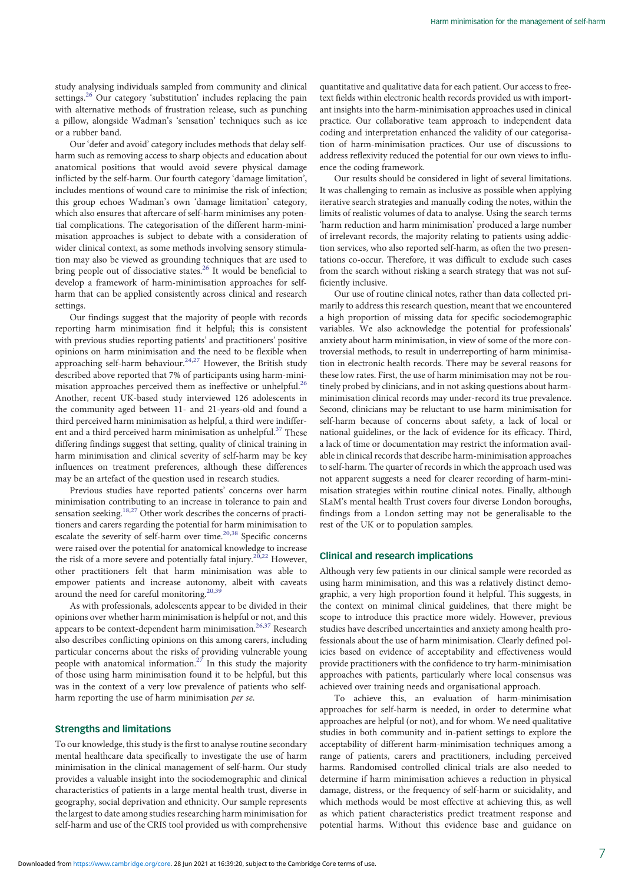study analysing individuals sampled from community and clinical settings.[26] Our category 'substitution' includes replacing the pain with alternative methods of frustration release, such as punching a pillow, alongside Wadman's 'sensation' techniques such as ice or a rubber band.

Our 'defer and avoid' category includes methods that delay self-harm such as removing access to sharp objects and education about anatomical positions that would avoid severe physical damage inflicted by the self-harm. Our fourth category 'damage limitation', includes mentions of wound care to minimise the risk of infection; this group echoes Wadman's own 'damage limitation' category, which also ensures that aftercare of self-harm minimises any potential complications. The categorisation of the different harm-minimisation approaches is subject to debate with a consideration of wider clinical context, as some methods involving sensory stimulation may also be viewed as grounding techniques that are used to bring people out of dissociative states.[26] It would be beneficial to develop a framework of harm-minimisation approaches for self-harm that can be applied consistently across clinical and research settings.

Our findings suggest that the majority of people with records reporting harm minimisation find it helpful; this is consistent with previous studies reporting patients' and practitioners' positive opinions on harm minimisation and the need to be flexible when approaching self-harm behaviour.[24,27] However, the British study described above reported that 7% of participants using harm-minimisation approaches perceived them as ineffective or unhelpful.[26] Another, recent UK-based study interviewed 126 adolescents in the community aged between 11- and 21-years-old and found a third perceived harm minimisation as helpful, a third were indifferent and a third perceived harm minimisation as unhelpful.[37] These differing findings suggest that setting, quality of clinical training in harm minimisation and clinical severity of self-harm may be key influences on treatment preferences, although these differences may be an artefact of the question used in research studies.

Previous studies have reported patients' concerns over harm minimisation contributing to an increase in tolerance to pain and sensation seeking.[18,27] Other work describes the concerns of practitioners and carers regarding the potential for harm minimisation to escalate the severity of self-harm over time.[20,38] Specific concerns were raised over the potential for anatomical knowledge to increase the risk of a more severe and potentially fatal injury.[20,22] However, other practitioners felt that harm minimisation was able to empower patients and increase autonomy, albeit with caveats around the need for careful monitoring.[20,39]

As with professionals, adolescents appear to be divided in their opinions over whether harm minimisation is helpful or not, and this appears to be context-dependent harm minimisation.[26,37] Research also describes conflicting opinions on this among carers, including particular concerns about the risks of providing vulnerable young people with anatomical information.[27] In this study the majority of those using harm minimisation found it to be helpful, but this was in the context of a very low prevalence of patients who self-harm reporting the use of harm minimisation *per se*.

## Strengths and limitations

To our knowledge, this study is the first to analyse routine secondary mental healthcare data specifically to investigate the use of harm minimisation in the clinical management of self-harm. Our study provides a valuable insight into the sociodemographic and clinical characteristics of patients in a large mental health trust, diverse in geography, social deprivation and ethnicity. Our sample represents the largest to date among studies researching harm minimisation for self-harm and use of the CRIS tool provided us with comprehensive quantitative and qualitative data for each patient. Our access to free-text fields within electronic health records provided us with important insights into the harm-minimisation approaches used in clinical practice. Our collaborative team approach to independent data coding and interpretation enhanced the validity of our categorisation of harm-minimisation practices. Our use of discussions to address reflexivity reduced the potential for our own views to influence the coding framework.

Our results should be considered in light of several limitations. It was challenging to remain as inclusive as possible when applying iterative search strategies and manually coding the notes, within the limits of realistic volumes of data to analyse. Using the search terms 'harm reduction and harm minimisation' produced a large number of irrelevant records, the majority relating to patients using addiction services, who also reported self-harm, as often the two presentations co-occur. Therefore, it was difficult to exclude such cases from the search without risking a search strategy that was not sufficiently inclusive.

Our use of routine clinical notes, rather than data collected primarily to address this research question, meant that we encountered a high proportion of missing data for specific sociodemographic variables. We also acknowledge the potential for professionals' anxiety about harm minimisation, in view of some of the more controversial methods, to result in underreporting of harm minimisation in electronic health records. There may be several reasons for these low rates. First, the use of harm minimisation may not be routinely probed by clinicians, and in not asking questions about harm-minimisation clinical records may under-record its true prevalence. Second, clinicians may be reluctant to use harm minimisation for self-harm because of concerns about safety, a lack of local or national guidelines, or the lack of evidence for its efficacy. Third, a lack of time or documentation may restrict the information available in clinical records that describe harm-minimisation approaches to self-harm. The quarter of records in which the approach used was not apparent suggests a need for clearer recording of harm-minimisation strategies within routine clinical notes. Finally, although SLaM's mental health Trust covers four diverse London boroughs, findings from a London setting may not be generalisable to the rest of the UK or to population samples.

## Clinical and research implications

Although very few patients in our clinical sample were recorded as using harm minimisation, and this was a relatively distinct demographic, a very high proportion found it helpful. This suggests, in the context on minimal clinical guidelines, that there might be scope to introduce this practice more widely. However, previous studies have described uncertainties and anxiety among health professionals about the use of harm minimisation. Clearly defined policies based on evidence of acceptability and effectiveness would provide practitioners with the confidence to try harm-minimisation approaches with patients, particularly where local consensus was achieved over training needs and organisational approach.

To achieve this, an evaluation of harm-minimisation approaches for self-harm is needed, in order to determine what approaches are helpful (or not), and for whom. We need qualitative studies in both community and in-patient settings to explore the acceptability of different harm-minimisation techniques among a range of patients, carers and practitioners, including perceived harms. Randomised controlled clinical trials are also needed to determine if harm minimisation achieves a reduction in physical damage, distress, or the frequency of self-harm or suicidality, and which methods would be most effective at achieving this, as well as which patient characteristics predict treatment response and potential harms. Without this evidence base and guidance on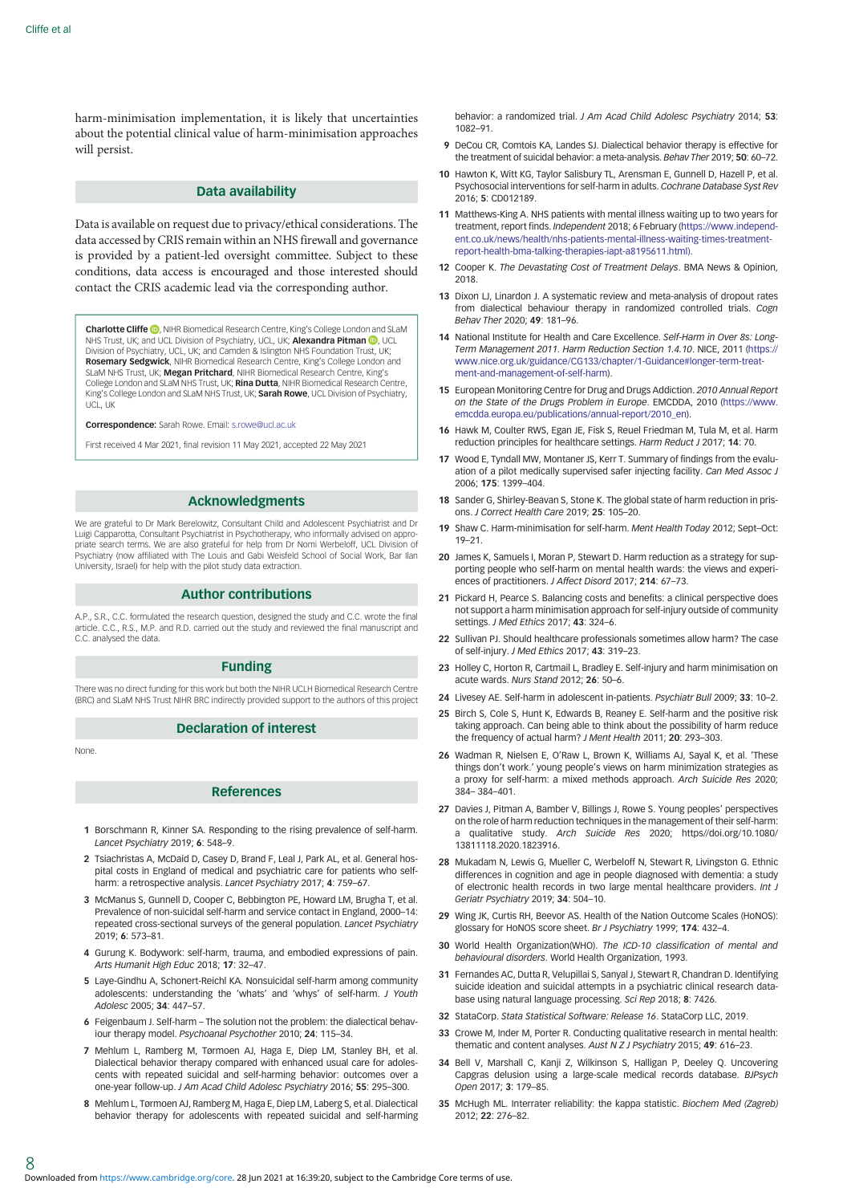harm-minimisation implementation, it is likely that uncertainties about the potential clinical value of harm-minimisation approaches will persist.

## Data availability

Data is available on request due to privacy/ethical considerations. The data accessed by CRIS remain within an NHS firewall and governance is provided by a patient-led oversight committee. Subject to these conditions, data access is encouraged and those interested should contact the CRIS academic lead via the corresponding author.

**Charlotte Cliffe**, NIHR Biomedical Research Centre, King's College London and SLaM NHS Trust, UK; and UCL Division of Psychiatry, UCL, UK; **Alexandra Pitman**, UCL Division of Psychiatry, UCL, UK; and Camden & Islington NHS Foundation Trust, UK; **Rosemary Sedgwick**, NIHR Biomedical Research Centre, King's College London and SLaM NHS Trust, UK; **Megan Pritchard**, NIHR Biomedical Research Centre, King's College London and SLaM NHS Trust, UK; **Rina Dutta**, NIHR Biomedical Research Centre, King's College London and SLaM NHS Trust, UK; **Sarah Rowe**, UCL Division of Psychiatry, UCL, UK

**Correspondence:** Sarah Rowe. Email: s.rowe@ucl.ac.uk

First received 4 Mar 2021, final revision 11 May 2021, accepted 22 May 2021

## Acknowledgments

We are grateful to Dr Mark Berelowitz, Consultant Child and Adolescent Psychiatrist and Dr Luigi Capparotta, Consultant Psychiatrist in Psychotherapy, who informally advised on appropriate search terms. We are also grateful for help from Dr Nomi Werbeloff, UCL Division of Psychiatry (now affiliated with The Louis and Gabi Weisfeld School of Social Work, Bar Ilan University, Israel) for help with the pilot study data extraction.

## Author contributions

A.P., S.R., C.C. formulated the research question, designed the study and C.C. wrote the final article. C.C., R.S., M.P. and R.D. carried out the study and reviewed the final manuscript and C.C. analysed the data.

## Funding

There was no direct funding for this work but both the NIHR UCLH Biomedical Research Centre (BRC) and SLaM NHS Trust NIHR BRC indirectly provided support to the authors of this project

## Declaration of interest

None.

## References

1 Borschmann R, Kinner SA. Responding to the rising prevalence of self-harm. *Lancet Psychiatry* 2019; **6**: 548–9.

2 Tsiachristas A, McDaid D, Casey D, Brand F, Leal J, Park AL, et al. General hospital costs in England of medical and psychiatric care for patients who self-harm: a retrospective analysis. *Lancet Psychiatry* 2017; **4**: 759–67.

3 McManus S, Gunnell D, Cooper C, Bebbington PE, Howard LM, Brugha T, et al. Prevalence of non-suicidal self-harm and service contact in England, 2000–14: repeated cross-sectional surveys of the general population. *Lancet Psychiatry* 2019; **6**: 573–81.

4 Gurung K. Bodywork: self-harm, trauma, and embodied expressions of pain. *Arts Humanit High Educ* 2018; **17**: 32–47.

5 Laye-Gindhu A, Schonert-Reichl KA. Nonsuicidal self-harm among community adolescents: understanding the 'whats' and 'whys' of self-harm. *J Youth Adolesc* 2005; **34**: 447–57.

6 Feigenbaum J. Self-harm – The solution not the problem: the dialectical behaviour therapy model. *Psychoanal Psychother* 2010; **24**: 115–34.

7 Mehlum L, Ramberg M, Tørmoen AJ, Haga E, Diep LM, Stanley BH, et al. Dialectical behavior therapy compared with enhanced usual care for adolescents with repeated suicidal and self-harming behavior: outcomes over a one-year follow-up. *J Am Acad Child Adolesc Psychiatry* 2016; **55**: 295–300.

8 Mehlum L, Tørmoen AJ, Ramberg M, Haga E, Diep LM, Laberg S, et al. Dialectical behavior therapy for adolescents with repeated suicidal and self-harming behavior: a randomized trial. *J Am Acad Child Adolesc Psychiatry* 2014; **53**: 1082–91.

9 DeCou CR, Comtois KA, Landes SJ. Dialectical behavior therapy is effective for the treatment of suicidal behavior: a meta-analysis. *Behav Ther* 2019; **50**: 60–72.

10 Hawton K, Witt KG, Taylor Salisbury TL, Arensman E, Gunnell D, Hazell P, et al. Psychosocial interventions for self-harm in adults. *Cochrane Database Syst Rev* 2016; **5**: CD012189.

11 Matthews-King A. NHS patients with mental illness waiting up to two years for treatment, report finds. *Independent* 2018; 6 February (https://www.independent.co.uk/news/health/nhs-patients-mental-illness-waiting-times-treatment-report-health-bma-talking-therapies-iapt-a8195611.html).

12 Cooper K. *The Devastating Cost of Treatment Delays*. BMA News & Opinion, 2018.

13 Dixon LJ, Linardon J. A systematic review and meta-analysis of dropout rates from dialectical behaviour therapy in randomized controlled trials. *Cogn Behav Ther* 2020; **49**: 181–96.

14 National Institute for Health and Care Excellence. *Self-Harm in Over 8s: Long-Term Management 2011. Harm Reduction Section 1.4.10*. NICE, 2011 (https://www.nice.org.uk/guidance/CG133/chapter/1-Guidance#longer-term-treatment-and-management-of-self-harm).

15 European Monitoring Centre for Drug and Drugs Addiction. *2010 Annual Report on the State of the Drugs Problem in Europe*. EMCDDA, 2010 (https://www.emcdda.europa.eu/publications/annual-report/2010_en).

16 Hawk M, Coulter RWS, Egan JE, Fisk S, Reuel Friedman M, Tula M, et al. Harm reduction principles for healthcare settings. *Harm Reduct J* 2017; **14**: 70.

17 Wood E, Tyndall MW, Montaner JS, Kerr T. Summary of findings from the evaluation of a pilot medically supervised safer injecting facility. *Can Med Assoc J* 2006; **175**: 1399–404.

18 Sander G, Shirley-Beavan S, Stone K. The global state of harm reduction in prisons. *J Correct Health Care* 2019; **25**: 105–20.

19 Shaw C. Harm-minimisation for self-harm. *Ment Health Today* 2012; Sept–Oct: 19–21.

20 James K, Samuels I, Moran P, Stewart D. Harm reduction as a strategy for supporting people who self-harm on mental health wards: the views and experiences of practitioners. *J Affect Disord* 2017; **214**: 67–73.

21 Pickard H, Pearce S. Balancing costs and benefits: a clinical perspective does not support a harm minimisation approach for self-injury outside of community settings. *J Med Ethics* 2017; **43**: 324–6.

22 Sullivan PJ. Should healthcare professionals sometimes allow harm? The case of self-injury. *J Med Ethics* 2017; **43**: 319–23.

23 Holley C, Horton R, Cartmail L, Bradley E. Self-injury and harm minimisation on acute wards. *Nurs Stand* 2012; **26**: 50–6.

24 Livesey AE. Self-harm in adolescent in-patients. *Psychiatr Bull* 2009; **33**: 10–2.

25 Birch S, Cole S, Hunt K, Edwards B, Reaney E. Self-harm and the positive risk taking approach. Can being able to think about the possibility of harm reduce the frequency of actual harm? *J Ment Health* 2011; **20**: 293–303.

26 Wadman R, Nielsen E, O'Raw L, Brown K, Williams AJ, Sayal K, et al. 'These things don't work.' young people's views on harm minimization strategies as a proxy for self-harm: a mixed methods approach. *Arch Suicide Res* 2020; 384– 384–401.

27 Davies J, Pitman A, Bamber V, Billings J, Rowe S. Young peoples' perspectives on the role of harm reduction techniques in the management of their self-harm: a qualitative study. *Arch Suicide Res* 2020; https//doi.org/10.1080/13811118.2020.1823916.

28 Mukadam N, Lewis G, Mueller C, Werbeloff N, Stewart R, Livingston G. Ethnic differences in cognition and age in people diagnosed with dementia: a study of electronic health records in two large mental healthcare providers. *Int J Geriatr Psychiatry* 2019; **34**: 504–10.

29 Wing JK, Curtis RH, Beevor AS. Health of the Nation Outcome Scales (HoNOS): glossary for HoNOS score sheet. *Br J Psychiatry* 1999; **174**: 432–4.

30 World Health Organization(WHO). *The ICD-10 classification of mental and behavioural disorders*. World Health Organization, 1993.

31 Fernandes AC, Dutta R, Velupillai S, Sanyal J, Stewart R, Chandran D. Identifying suicide ideation and suicidal attempts in a psychiatric clinical research database using natural language processing. *Sci Rep* 2018; **8**: 7426.

32 StataCorp. *Stata Statistical Software: Release 16*. StataCorp LLC, 2019.

33 Crowe M, Inder M, Porter R. Conducting qualitative research in mental health: thematic and content analyses. *Aust N Z J Psychiatry* 2015; **49**: 616–23.

34 Bell V, Marshall C, Kanji Z, Wilkinson S, Halligan P, Deeley Q. Uncovering Capgras delusion using a large-scale medical records database. *BJPsych Open* 2017; **3**: 179–85.

35 McHugh ML. Interrater reliability: the kappa statistic. *Biochem Med (Zagreb)* 2012; **22**: 276–82.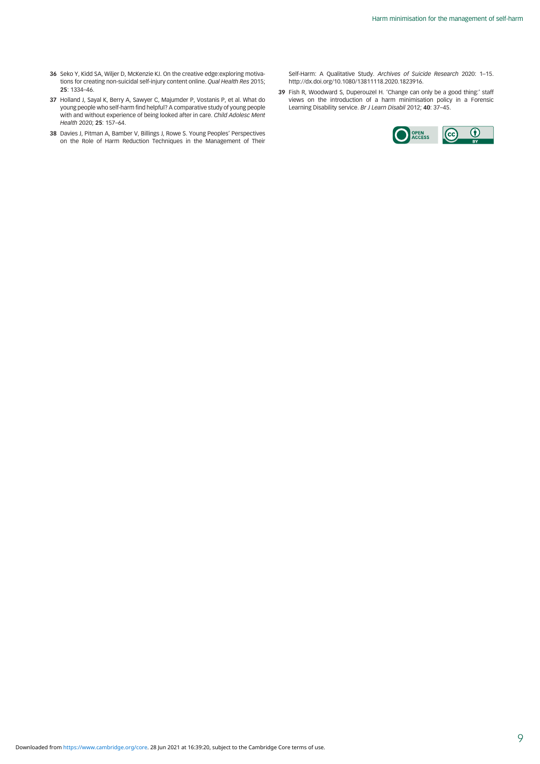36 Seko Y, Kidd SA, Wiljer D, McKenzie KJ. On the creative edge:exploring motivations for creating non-suicidal self-injury content online. *Qual Health Res* 2015; **25**: 1334–46.

37 Holland J, Sayal K, Berry A, Sawyer C, Majumder P, Vostanis P, et al. What do young people who self-harm find helpful? A comparative study of young people with and without experience of being looked after in care. *Child Adolesc Ment Health* 2020; **25**: 157–64.

38 Davies J, Pitman A, Bamber V, Billings J, Rowe S. Young Peoples' Perspectives on the Role of Harm Reduction Techniques in the Management of Their Self-Harm: A Qualitative Study. *Archives of Suicide Research* 2020: 1–15. http://dx.doi.org/10.1080/13811118.2020.1823916.

39 Fish R, Woodward S, Duperouzel H. 'Change can only be a good thing:' staff views on the introduction of a harm minimisation policy in a Forensic Learning Disability service. *Br J Learn Disabil* 2012; **40**: 37–45.

Downloaded from https://www.cambridge.org/core. 28 Jun 2021 at 16:39:20, subject to the Cambridge Core terms of use.